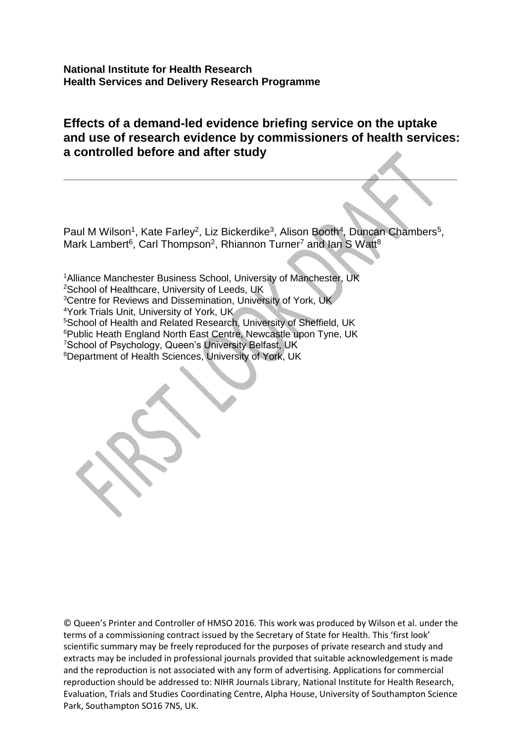**National Institute for Health Research**
**Health Services and Delivery Research Programme**

# Effects of a demand-led evidence briefing service on the uptake and use of research evidence by commissioners of health services: a controlled before and after study

---

Paul M Wilson[1], Kate Farley[2], Liz Bickerdike[3], Alison Booth[4], Duncan Chambers[5], Mark Lambert[6], Carl Thompson[2], Rhiannon Turner[7] and Ian S Watt[8]

[1]Alliance Manchester Business School, University of Manchester, UK
[2]School of Healthcare, University of Leeds, UK
[3]Centre for Reviews and Dissemination, University of York, UK
[4]York Trials Unit, University of York, UK
[5]School of Health and Related Research, University of Sheffield, UK
[6]Public Heath England North East Centre, Newcastle upon Tyne, UK
[7]School of Psychology, Queen's University Belfast, UK
[8]Department of Health Sciences, University of York, UK

© Queen's Printer and Controller of HMSO 2016. This work was produced by Wilson et al. under the terms of a commissioning contract issued by the Secretary of State for Health. This 'first look' scientific summary may be freely reproduced for the purposes of private research and study and extracts may be included in professional journals provided that suitable acknowledgement is made and the reproduction is not associated with any form of advertising. Applications for commercial reproduction should be addressed to: NIHR Journals Library, National Institute for Health Research, Evaluation, Trials and Studies Coordinating Centre, Alpha House, University of Southampton Science Park, Southampton SO16 7NS, UK.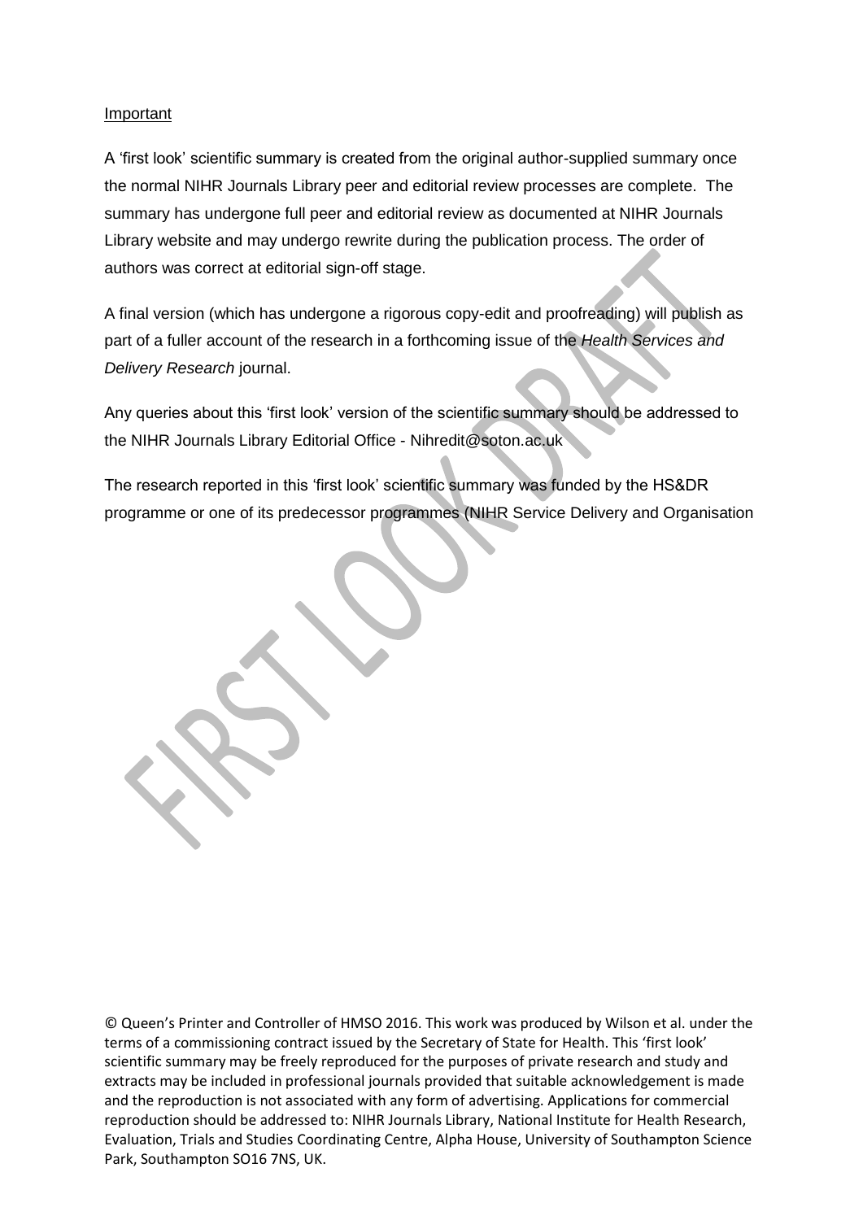Important

A 'first look' scientific summary is created from the original author-supplied summary once the normal NIHR Journals Library peer and editorial review processes are complete. The summary has undergone full peer and editorial review as documented at NIHR Journals Library website and may undergo rewrite during the publication process. The order of authors was correct at editorial sign-off stage.

A final version (which has undergone a rigorous copy-edit and proofreading) will publish as part of a fuller account of the research in a forthcoming issue of the *Health Services and Delivery Research* journal.

Any queries about this 'first look' version of the scientific summary should be addressed to the NIHR Journals Library Editorial Office - Nihredit@soton.ac.uk

The research reported in this 'first look' scientific summary was funded by the HS&DR programme or one of its predecessor programmes (NIHR Service Delivery and Organisation

© Queen's Printer and Controller of HMSO 2016. This work was produced by Wilson et al. under the terms of a commissioning contract issued by the Secretary of State for Health. This 'first look' scientific summary may be freely reproduced for the purposes of private research and study and extracts may be included in professional journals provided that suitable acknowledgement is made and the reproduction is not associated with any form of advertising. Applications for commercial reproduction should be addressed to: NIHR Journals Library, National Institute for Health Research, Evaluation, Trials and Studies Coordinating Centre, Alpha House, University of Southampton Science Park, Southampton SO16 7NS, UK.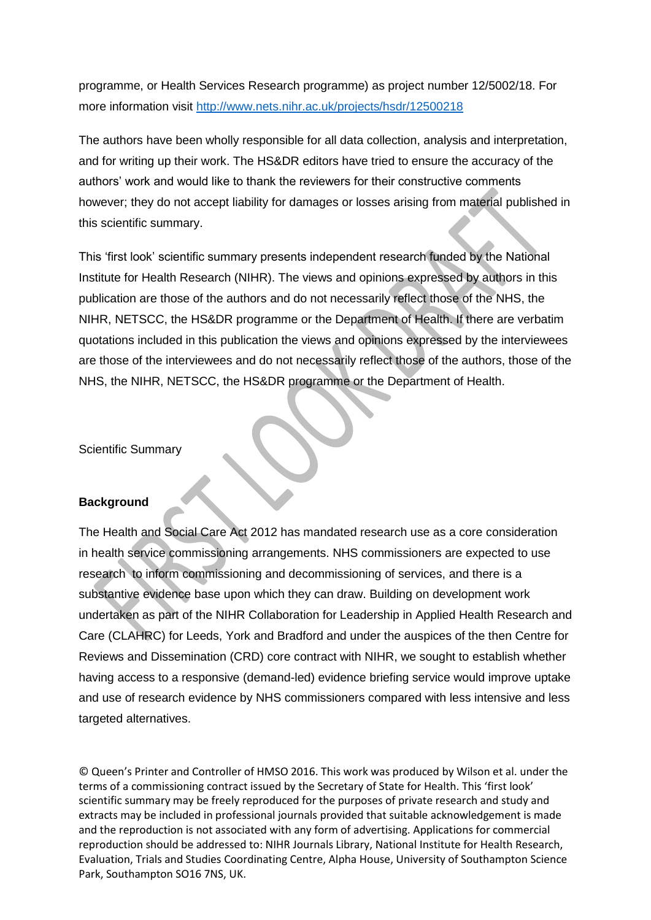programme, or Health Services Research programme) as project number 12/5002/18. For more information visit http://www.nets.nihr.ac.uk/projects/hsdr/12500218

The authors have been wholly responsible for all data collection, analysis and interpretation, and for writing up their work. The HS&DR editors have tried to ensure the accuracy of the authors' work and would like to thank the reviewers for their constructive comments however; they do not accept liability for damages or losses arising from material published in this scientific summary.

This 'first look' scientific summary presents independent research funded by the National Institute for Health Research (NIHR). The views and opinions expressed by authors in this publication are those of the authors and do not necessarily reflect those of the NHS, the NIHR, NETSCC, the HS&DR programme or the Department of Health. If there are verbatim quotations included in this publication the views and opinions expressed by the interviewees are those of the interviewees and do not necessarily reflect those of the authors, those of the NHS, the NIHR, NETSCC, the HS&DR programme or the Department of Health.

Scientific Summary

## Background

The Health and Social Care Act 2012 has mandated research use as a core consideration in health service commissioning arrangements. NHS commissioners are expected to use research to inform commissioning and decommissioning of services, and there is a substantive evidence base upon which they can draw. Building on development work undertaken as part of the NIHR Collaboration for Leadership in Applied Health Research and Care (CLAHRC) for Leeds, York and Bradford and under the auspices of the then Centre for Reviews and Dissemination (CRD) core contract with NIHR, we sought to establish whether having access to a responsive (demand-led) evidence briefing service would improve uptake and use of research evidence by NHS commissioners compared with less intensive and less targeted alternatives.

© Queen's Printer and Controller of HMSO 2016. This work was produced by Wilson et al. under the terms of a commissioning contract issued by the Secretary of State for Health. This 'first look' scientific summary may be freely reproduced for the purposes of private research and study and extracts may be included in professional journals provided that suitable acknowledgement is made and the reproduction is not associated with any form of advertising. Applications for commercial reproduction should be addressed to: NIHR Journals Library, National Institute for Health Research, Evaluation, Trials and Studies Coordinating Centre, Alpha House, University of Southampton Science Park, Southampton SO16 7NS, UK.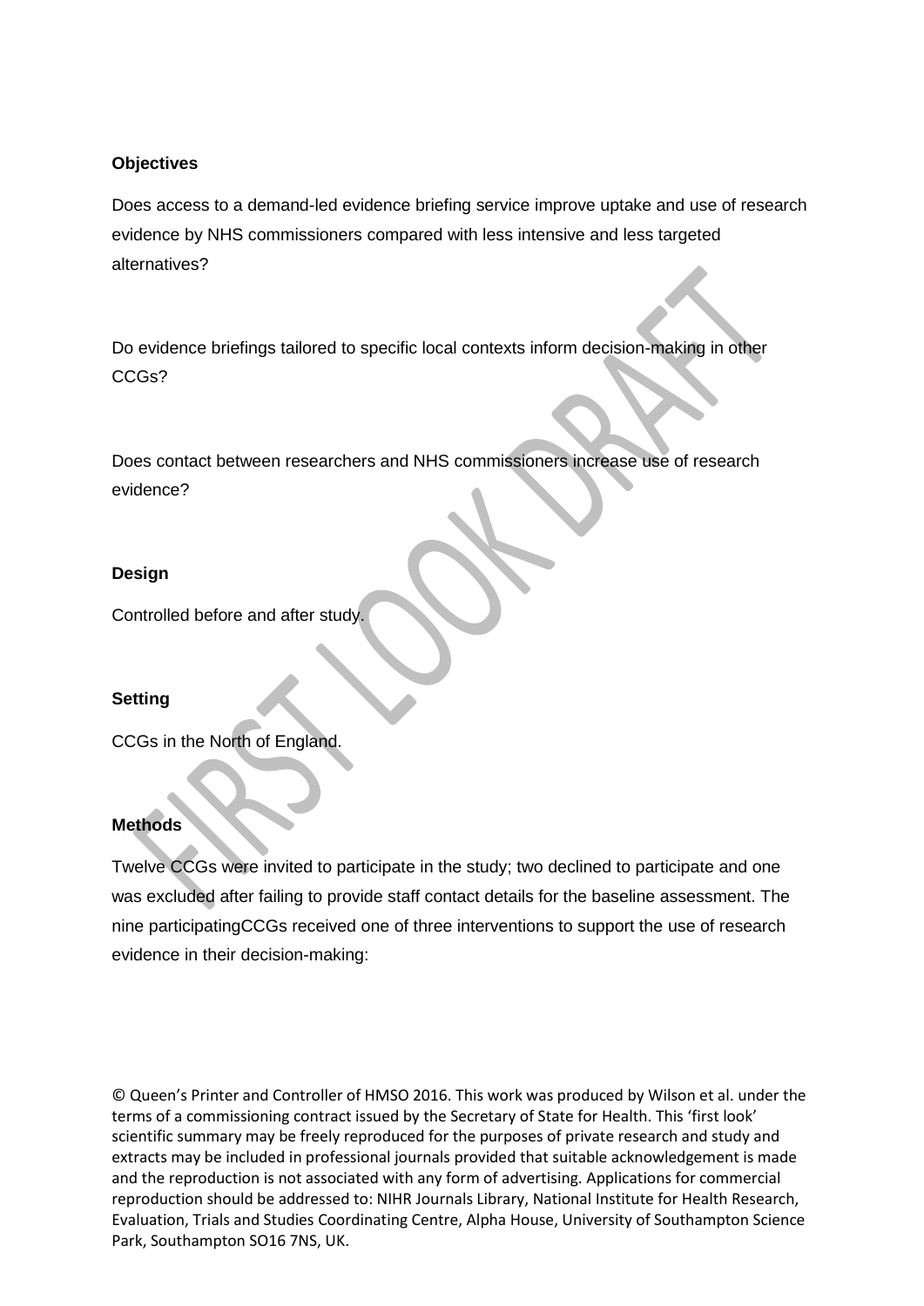**Objectives**

Does access to a demand-led evidence briefing service improve uptake and use of research evidence by NHS commissioners compared with less intensive and less targeted alternatives?

Do evidence briefings tailored to specific local contexts inform decision-making in other CCGs?

Does contact between researchers and NHS commissioners increase use of research evidence?

**Design**

Controlled before and after study.

**Setting**

CCGs in the North of England.

**Methods**

Twelve CCGs were invited to participate in the study; two declined to participate and one was excluded after failing to provide staff contact details for the baseline assessment. The nine participatingCCGs received one of three interventions to support the use of research evidence in their decision-making:

© Queen's Printer and Controller of HMSO 2016. This work was produced by Wilson et al. under the terms of a commissioning contract issued by the Secretary of State for Health. This 'first look' scientific summary may be freely reproduced for the purposes of private research and study and extracts may be included in professional journals provided that suitable acknowledgement is made and the reproduction is not associated with any form of advertising. Applications for commercial reproduction should be addressed to: NIHR Journals Library, National Institute for Health Research, Evaluation, Trials and Studies Coordinating Centre, Alpha House, University of Southampton Science Park, Southampton SO16 7NS, UK.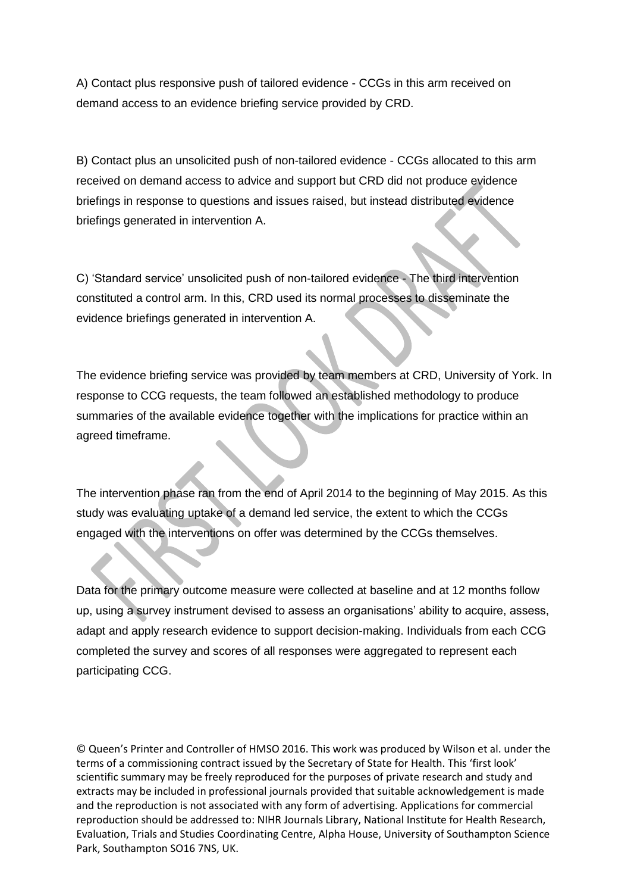A) Contact plus responsive push of tailored evidence - CCGs in this arm received on demand access to an evidence briefing service provided by CRD.

B) Contact plus an unsolicited push of non-tailored evidence - CCGs allocated to this arm received on demand access to advice and support but CRD did not produce evidence briefings in response to questions and issues raised, but instead distributed evidence briefings generated in intervention A.

C) 'Standard service' unsolicited push of non-tailored evidence - The third intervention constituted a control arm. In this, CRD used its normal processes to disseminate the evidence briefings generated in intervention A.

The evidence briefing service was provided by team members at CRD, University of York. In response to CCG requests, the team followed an established methodology to produce summaries of the available evidence together with the implications for practice within an agreed timeframe.

The intervention phase ran from the end of April 2014 to the beginning of May 2015. As this study was evaluating uptake of a demand led service, the extent to which the CCGs engaged with the interventions on offer was determined by the CCGs themselves.

Data for the primary outcome measure were collected at baseline and at 12 months follow up, using a survey instrument devised to assess an organisations' ability to acquire, assess, adapt and apply research evidence to support decision-making. Individuals from each CCG completed the survey and scores of all responses were aggregated to represent each participating CCG.

© Queen's Printer and Controller of HMSO 2016. This work was produced by Wilson et al. under the terms of a commissioning contract issued by the Secretary of State for Health. This 'first look' scientific summary may be freely reproduced for the purposes of private research and study and extracts may be included in professional journals provided that suitable acknowledgement is made and the reproduction is not associated with any form of advertising. Applications for commercial reproduction should be addressed to: NIHR Journals Library, National Institute for Health Research, Evaluation, Trials and Studies Coordinating Centre, Alpha House, University of Southampton Science Park, Southampton SO16 7NS, UK.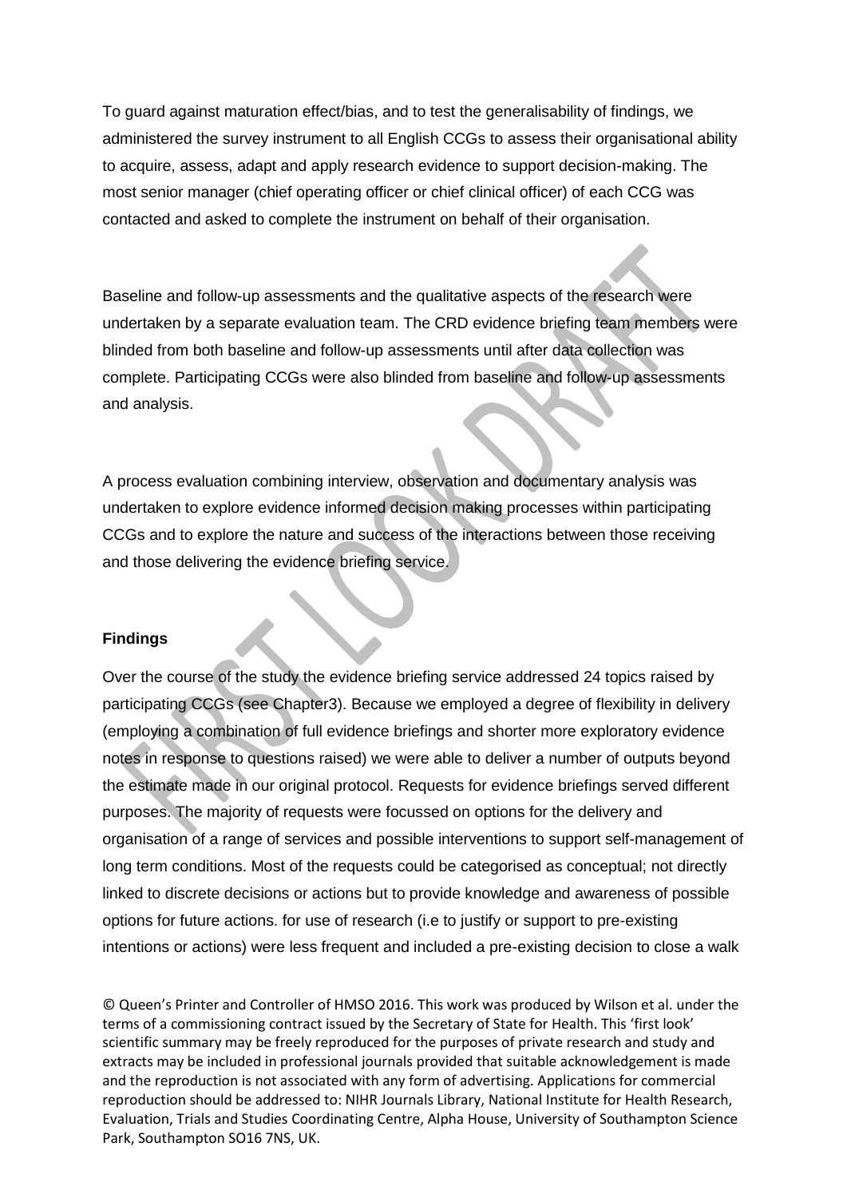To guard against maturation effect/bias, and to test the generalisability of findings, we administered the survey instrument to all English CCGs to assess their organisational ability to acquire, assess, adapt and apply research evidence to support decision-making. The most senior manager (chief operating officer or chief clinical officer) of each CCG was contacted and asked to complete the instrument on behalf of their organisation.

Baseline and follow-up assessments and the qualitative aspects of the research were undertaken by a separate evaluation team. The CRD evidence briefing team members were blinded from both baseline and follow-up assessments until after data collection was complete. Participating CCGs were also blinded from baseline and follow-up assessments and analysis.

A process evaluation combining interview, observation and documentary analysis was undertaken to explore evidence informed decision making processes within participating CCGs and to explore the nature and success of the interactions between those receiving and those delivering the evidence briefing service.

**Findings**

Over the course of the study the evidence briefing service addressed 24 topics raised by participating CCGs (see Chapter3). Because we employed a degree of flexibility in delivery (employing a combination of full evidence briefings and shorter more exploratory evidence notes in response to questions raised) we were able to deliver a number of outputs beyond the estimate made in our original protocol. Requests for evidence briefings served different purposes. The majority of requests were focussed on options for the delivery and organisation of a range of services and possible interventions to support self-management of long term conditions. Most of the requests could be categorised as conceptual; not directly linked to discrete decisions or actions but to provide knowledge and awareness of possible options for future actions. for use of research (i.e to justify or support to pre-existing intentions or actions) were less frequent and included a pre-existing decision to close a walk

© Queen's Printer and Controller of HMSO 2016. This work was produced by Wilson et al. under the terms of a commissioning contract issued by the Secretary of State for Health. This 'first look' scientific summary may be freely reproduced for the purposes of private research and study and extracts may be included in professional journals provided that suitable acknowledgement is made and the reproduction is not associated with any form of advertising. Applications for commercial reproduction should be addressed to: NIHR Journals Library, National Institute for Health Research, Evaluation, Trials and Studies Coordinating Centre, Alpha House, University of Southampton Science Park, Southampton SO16 7NS, UK.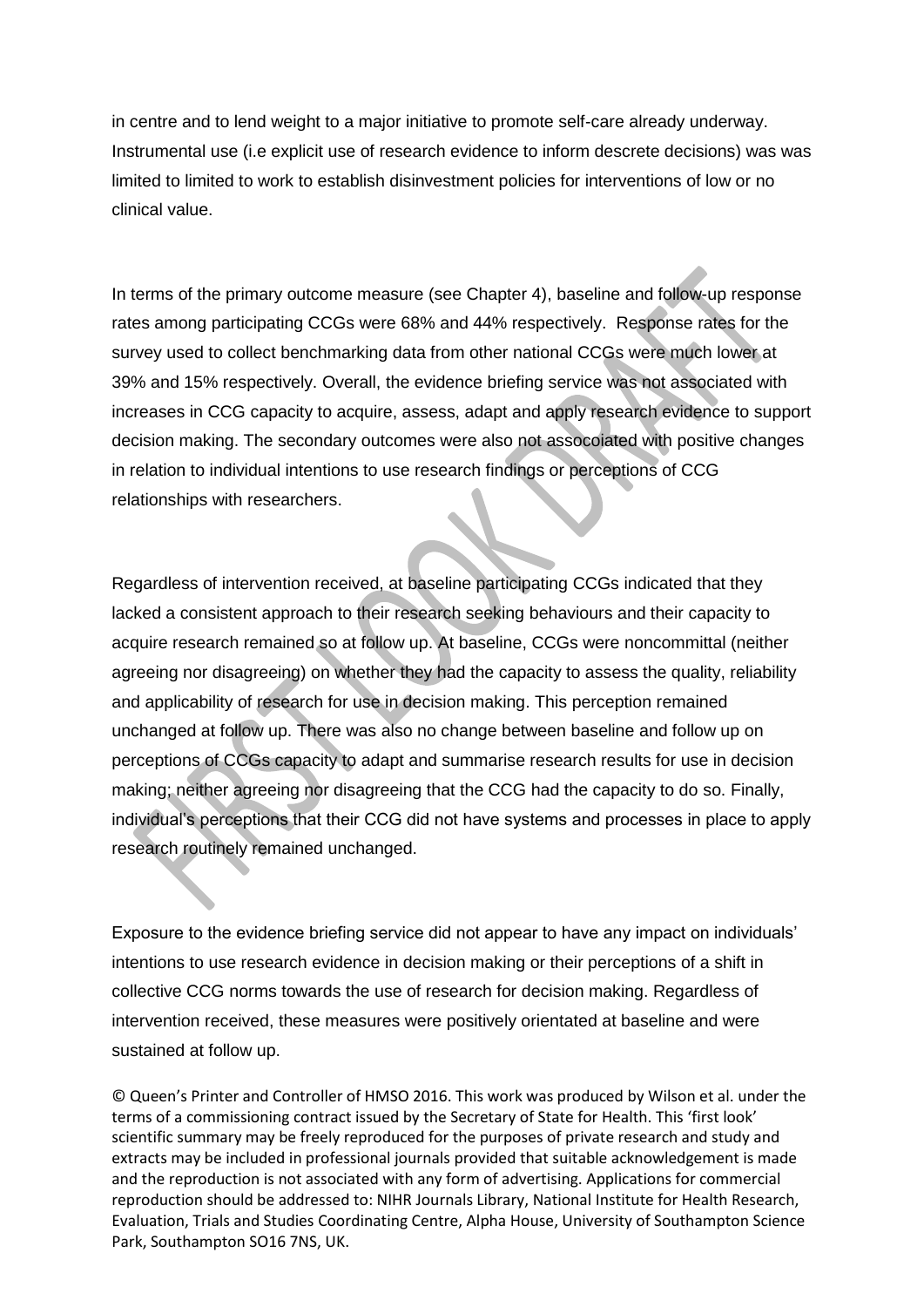in centre and to lend weight to a major initiative to promote self-care already underway. Instrumental use (i.e explicit use of research evidence to inform descrete decisions) was was limited to limited to work to establish disinvestment policies for interventions of low or no clinical value.

In terms of the primary outcome measure (see Chapter 4), baseline and follow-up response rates among participating CCGs were 68% and 44% respectively. Response rates for the survey used to collect benchmarking data from other national CCGs were much lower at 39% and 15% respectively. Overall, the evidence briefing service was not associated with increases in CCG capacity to acquire, assess, adapt and apply research evidence to support decision making. The secondary outcomes were also not assocoiated with positive changes in relation to individual intentions to use research findings or perceptions of CCG relationships with researchers.

Regardless of intervention received, at baseline participating CCGs indicated that they lacked a consistent approach to their research seeking behaviours and their capacity to acquire research remained so at follow up. At baseline, CCGs were noncommittal (neither agreeing nor disagreeing) on whether they had the capacity to assess the quality, reliability and applicability of research for use in decision making. This perception remained unchanged at follow up. There was also no change between baseline and follow up on perceptions of CCGs capacity to adapt and summarise research results for use in decision making; neither agreeing nor disagreeing that the CCG had the capacity to do so. Finally, individual's perceptions that their CCG did not have systems and processes in place to apply research routinely remained unchanged.

Exposure to the evidence briefing service did not appear to have any impact on individuals' intentions to use research evidence in decision making or their perceptions of a shift in collective CCG norms towards the use of research for decision making. Regardless of intervention received, these measures were positively orientated at baseline and were sustained at follow up.

© Queen's Printer and Controller of HMSO 2016. This work was produced by Wilson et al. under the terms of a commissioning contract issued by the Secretary of State for Health. This 'first look' scientific summary may be freely reproduced for the purposes of private research and study and extracts may be included in professional journals provided that suitable acknowledgement is made and the reproduction is not associated with any form of advertising. Applications for commercial reproduction should be addressed to: NIHR Journals Library, National Institute for Health Research, Evaluation, Trials and Studies Coordinating Centre, Alpha House, University of Southampton Science Park, Southampton SO16 7NS, UK.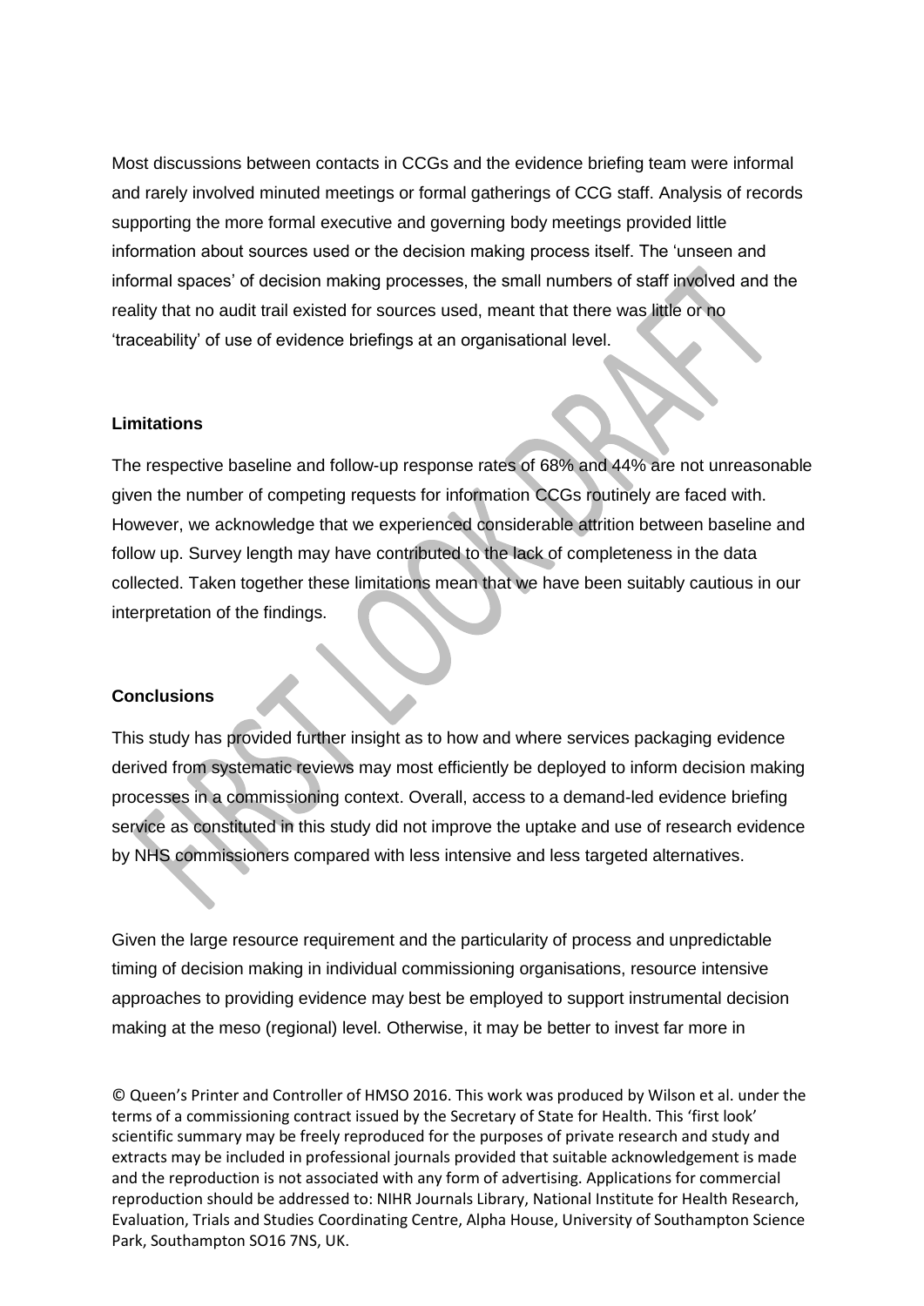Most discussions between contacts in CCGs and the evidence briefing team were informal and rarely involved minuted meetings or formal gatherings of CCG staff. Analysis of records supporting the more formal executive and governing body meetings provided little information about sources used or the decision making process itself. The 'unseen and informal spaces' of decision making processes, the small numbers of staff involved and the reality that no audit trail existed for sources used, meant that there was little or no 'traceability' of use of evidence briefings at an organisational level.

**Limitations**

The respective baseline and follow-up response rates of 68% and 44% are not unreasonable given the number of competing requests for information CCGs routinely are faced with. However, we acknowledge that we experienced considerable attrition between baseline and follow up. Survey length may have contributed to the lack of completeness in the data collected. Taken together these limitations mean that we have been suitably cautious in our interpretation of the findings.

**Conclusions**

This study has provided further insight as to how and where services packaging evidence derived from systematic reviews may most efficiently be deployed to inform decision making processes in a commissioning context. Overall, access to a demand-led evidence briefing service as constituted in this study did not improve the uptake and use of research evidence by NHS commissioners compared with less intensive and less targeted alternatives.

Given the large resource requirement and the particularity of process and unpredictable timing of decision making in individual commissioning organisations, resource intensive approaches to providing evidence may best be employed to support instrumental decision making at the meso (regional) level. Otherwise, it may be better to invest far more in

© Queen's Printer and Controller of HMSO 2016. This work was produced by Wilson et al. under the terms of a commissioning contract issued by the Secretary of State for Health. This 'first look' scientific summary may be freely reproduced for the purposes of private research and study and extracts may be included in professional journals provided that suitable acknowledgement is made and the reproduction is not associated with any form of advertising. Applications for commercial reproduction should be addressed to: NIHR Journals Library, National Institute for Health Research, Evaluation, Trials and Studies Coordinating Centre, Alpha House, University of Southampton Science Park, Southampton SO16 7NS, UK.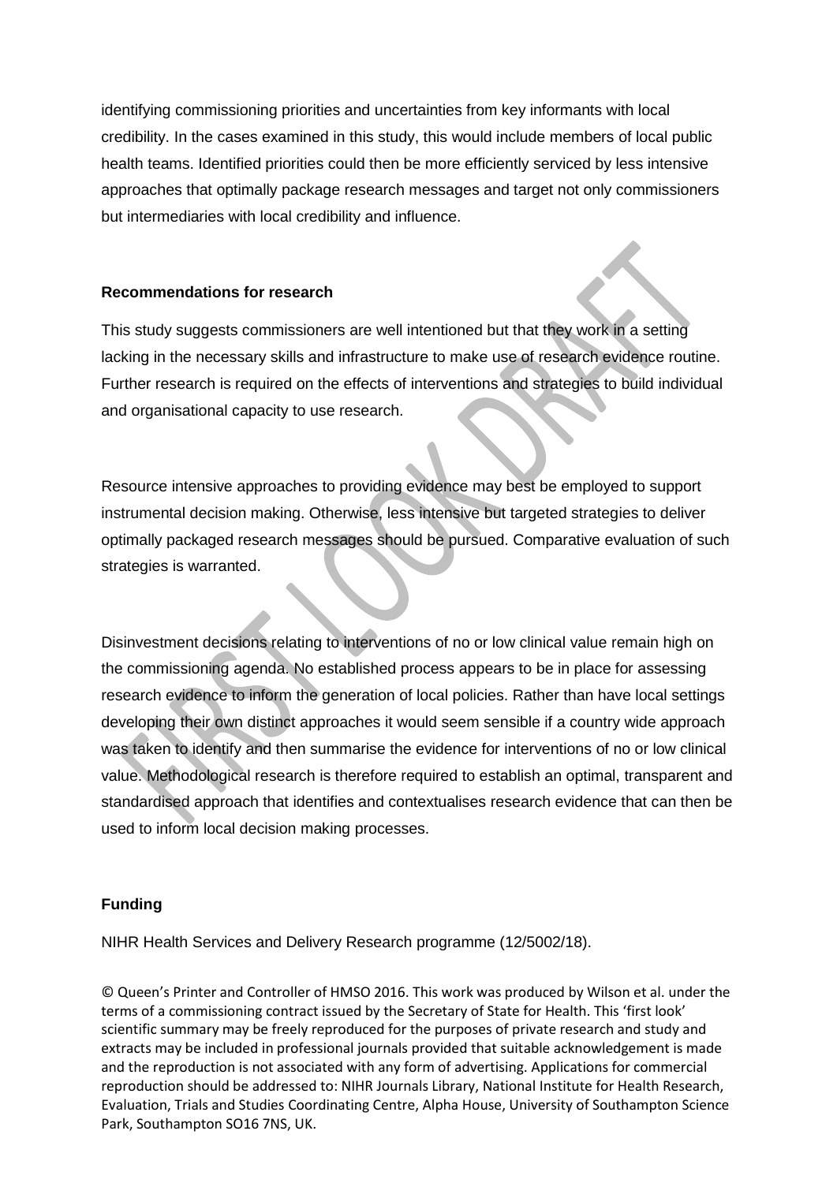identifying commissioning priorities and uncertainties from key informants with local credibility. In the cases examined in this study, this would include members of local public health teams. Identified priorities could then be more efficiently serviced by less intensive approaches that optimally package research messages and target not only commissioners but intermediaries with local credibility and influence.

## Recommendations for research

This study suggests commissioners are well intentioned but that they work in a setting lacking in the necessary skills and infrastructure to make use of research evidence routine. Further research is required on the effects of interventions and strategies to build individual and organisational capacity to use research.

Resource intensive approaches to providing evidence may best be employed to support instrumental decision making. Otherwise, less intensive but targeted strategies to deliver optimally packaged research messages should be pursued. Comparative evaluation of such strategies is warranted.

Disinvestment decisions relating to interventions of no or low clinical value remain high on the commissioning agenda. No established process appears to be in place for assessing research evidence to inform the generation of local policies. Rather than have local settings developing their own distinct approaches it would seem sensible if a country wide approach was taken to identify and then summarise the evidence for interventions of no or low clinical value. Methodological research is therefore required to establish an optimal, transparent and standardised approach that identifies and contextualises research evidence that can then be used to inform local decision making processes.

## Funding

NIHR Health Services and Delivery Research programme (12/5002/18).

© Queen's Printer and Controller of HMSO 2016. This work was produced by Wilson et al. under the terms of a commissioning contract issued by the Secretary of State for Health. This 'first look' scientific summary may be freely reproduced for the purposes of private research and study and extracts may be included in professional journals provided that suitable acknowledgement is made and the reproduction is not associated with any form of advertising. Applications for commercial reproduction should be addressed to: NIHR Journals Library, National Institute for Health Research, Evaluation, Trials and Studies Coordinating Centre, Alpha House, University of Southampton Science Park, Southampton SO16 7NS, UK.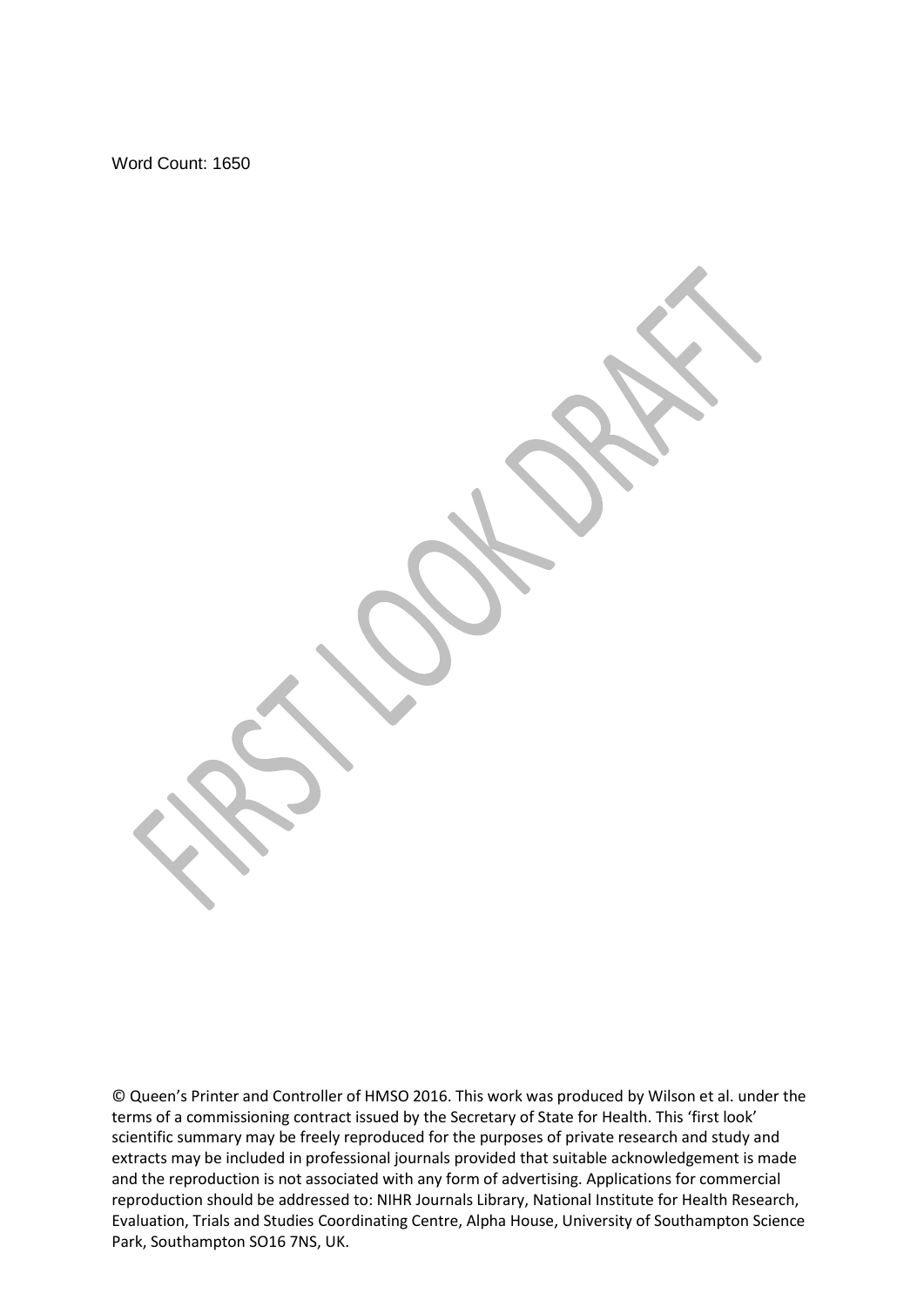Word Count: 1650

© Queen's Printer and Controller of HMSO 2016. This work was produced by Wilson et al. under the terms of a commissioning contract issued by the Secretary of State for Health. This 'first look' scientific summary may be freely reproduced for the purposes of private research and study and extracts may be included in professional journals provided that suitable acknowledgement is made and the reproduction is not associated with any form of advertising. Applications for commercial reproduction should be addressed to: NIHR Journals Library, National Institute for Health Research, Evaluation, Trials and Studies Coordinating Centre, Alpha House, University of Southampton Science Park, Southampton SO16 7NS, UK.